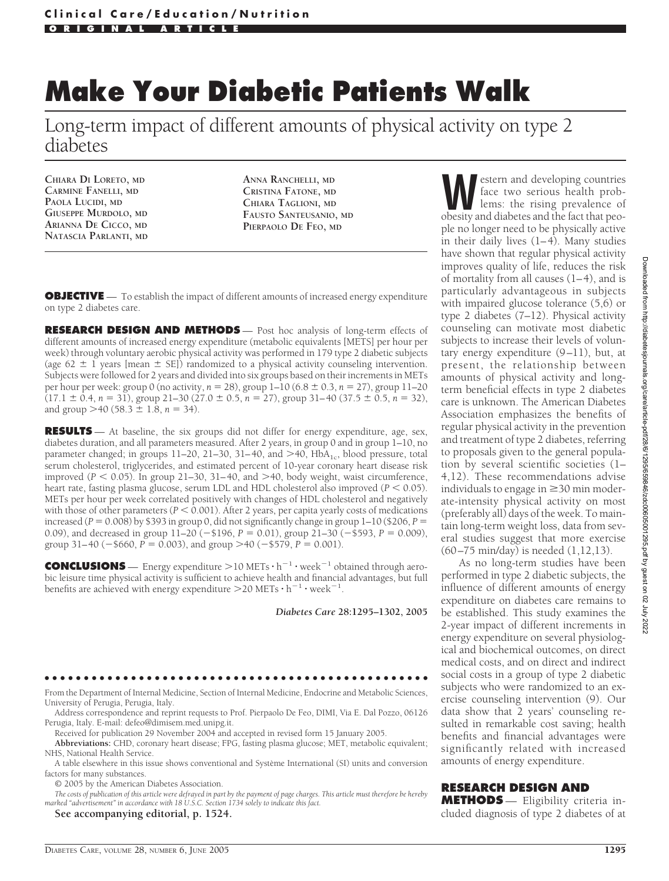Clinical Care/Education/Nutrition

ORIGINAL ARTICLE

# Make Your Diabetic Patients Walk

## Long-term impact of different amounts of physical activity on type 2 diabetes

CHIARA DI LORETO, MD
CARMINE FANELLI, MD
PAOLA LUCIDI, MD
GIUSEPPE MURDOLO, MD
ARIANNA DE CICCO, MD
NATASCIA PARLANTI, MD
ANNA RANCHELLI, MD
CRISTINA FATONE, MD
CHIARA TAGLIONI, MD
FAUSTO SANTEUSANIO, MD
PIERPAOLO DE FEO, MD

**OBJECTIVE** — To establish the impact of different amounts of increased energy expenditure on type 2 diabetes care.

**RESEARCH DESIGN AND METHODS** — Post hoc analysis of long-term effects of different amounts of increased energy expenditure (metabolic equivalents [METS] per hour per week) through voluntary aerobic physical activity was performed in 179 type 2 diabetic subjects (age 62 ± 1 years [mean ± SE]) randomized to a physical activity counseling intervention. Subjects were followed for 2 years and divided into six groups based on their increments in METs per hour per week: group 0 (no activity, $n = 28$), group 1–10 (6.8 ± 0.3, $n = 27$), group 11–20 (17.1 ± 0.4, $n = 31$), group 21–30 (27.0 ± 0.5, $n = 27$), group 31–40 (37.5 ± 0.5, $n = 32$), and group >40 (58.3 ± 1.8, $n = 34$).

**RESULTS** — At baseline, the six groups did not differ for energy expenditure, age, sex, diabetes duration, and all parameters measured. After 2 years, in group 0 and in group 1–10, no parameter changed; in groups 11–20, 21–30, 31–40, and >40, $HbA_{1c}$, blood pressure, total serum cholesterol, triglycerides, and estimated percent of 10-year coronary heart disease risk improved ($P < 0.05$). In group 21–30, 31–40, and >40, body weight, waist circumference, heart rate, fasting plasma glucose, serum LDL and HDL cholesterol also improved ($P < 0.05$). METs per hour per week correlated positively with changes of HDL cholesterol and negatively with those of other parameters ($P < 0.001$). After 2 years, per capita yearly costs of medications increased ($P = 0.008$) by \$393 in group 0, did not significantly change in group 1–10 (\$206, $P = 0.09$), and decreased in group 11–20 (−\$196, $P = 0.01$), group 21–30 (−\$593, $P = 0.009$), group 31–40 (−\$660, $P = 0.003$), and group >40 (−\$579, $P = 0.001$).

**CONCLUSIONS** — Energy expenditure >10 $\text{METs} \cdot \text{h}^{-1} \cdot \text{week}^{-1}$ obtained through aerobic leisure time physical activity is sufficient to achieve health and financial advantages, but full benefits are achieved with energy expenditure >20 $\text{METs} \cdot \text{h}^{-1} \cdot \text{week}^{-1}$.

*Diabetes Care* **28:1295–1302, 2005**

Western and developing countries face two serious health problems: the rising prevalence of obesity and diabetes and the fact that people no longer need to be physically active in their daily lives (1–4). Many studies have shown that regular physical activity improves quality of life, reduces the risk of mortality from all causes (1–4), and is particularly advantageous in subjects with impaired glucose tolerance (5,6) or type 2 diabetes (7–12). Physical activity counseling can motivate most diabetic subjects to increase their levels of voluntary energy expenditure (9–11), but, at present, the relationship between amounts of physical activity and long-term beneficial effects in type 2 diabetes care is unknown. The American Diabetes Association emphasizes the benefits of regular physical activity in the prevention and treatment of type 2 diabetes, referring to proposals given to the general population by several scientific societies (1–4,12). These recommendations advise individuals to engage in ≥30 min moderate-intensity physical activity on most (preferably all) days of the week. To maintain long-term weight loss, data from several studies suggest that more exercise (60–75 min/day) is needed (1,12,13).

As no long-term studies have been performed in type 2 diabetic subjects, the influence of different amounts of energy expenditure on diabetes care remains to be established. This study examines the 2-year impact of different increments in energy expenditure on several physiological and biochemical outcomes, on direct medical costs, and on direct and indirect social costs in a group of type 2 diabetic subjects who were randomized to an exercise counseling intervention (9). Our data show that 2 years' counseling resulted in remarkable cost saving; health benefits and financial advantages were significantly related with increased amounts of energy expenditure.

## RESEARCH DESIGN AND METHODS

Eligibility criteria included diagnosis of type 2 diabetes of at

---

From the Department of Internal Medicine, Section of Internal Medicine, Endocrine and Metabolic Sciences, University of Perugia, Perugia, Italy.

Address correspondence and reprint requests to Prof. Pierpaolo De Feo, DIMI, Via E. Dal Pozzo, 06126 Perugia, Italy. E-mail: defeo@dimisem.med.unipg.it.

Received for publication 29 November 2004 and accepted in revised form 15 January 2005.

**Abbreviations:** CHD, coronary heart disease; FPG, fasting plasma glucose; MET, metabolic equivalent; NHS, National Health Service.

A table elsewhere in this issue shows conventional and Système International (SI) units and conversion factors for many substances.

© 2005 by the American Diabetes Association.

*The costs of publication of this article were defrayed in part by the payment of page charges. This article must therefore be hereby marked "advertisement" in accordance with 18 U.S.C. Section 1734 solely to indicate this fact.*

**See accompanying editorial, p. 1524.**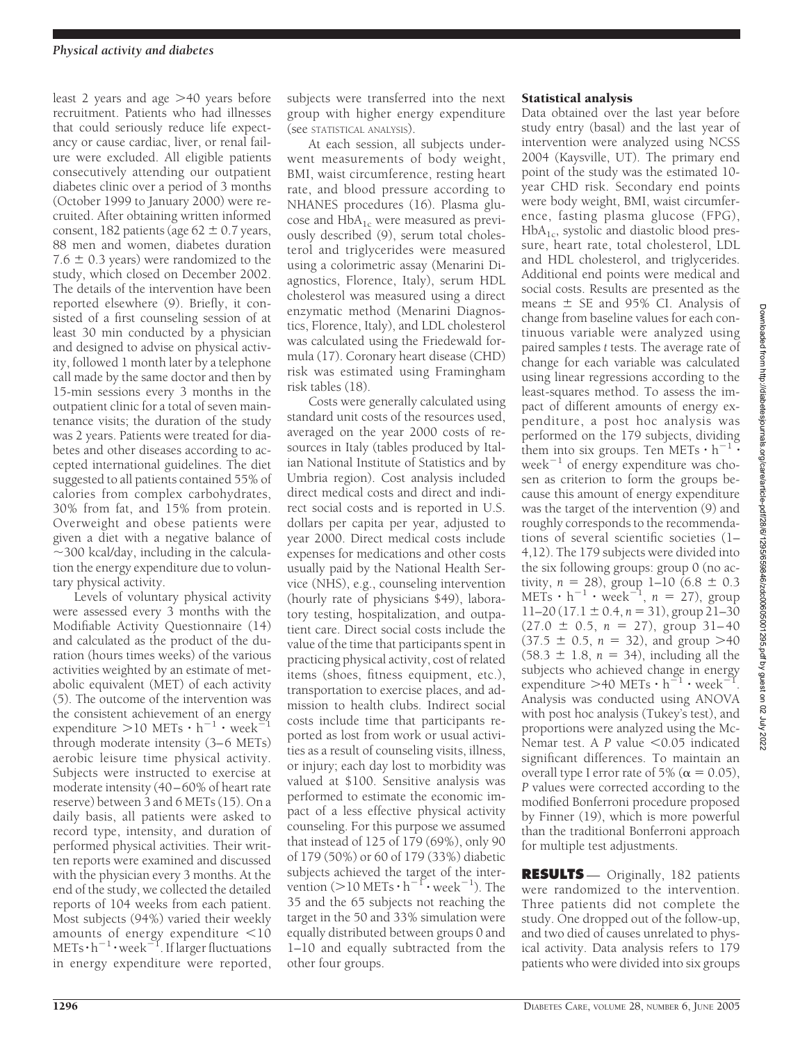least 2 years and age >40 years before recruitment. Patients who had illnesses that could seriously reduce life expectancy or cause cardiac, liver, or renal failure were excluded. All eligible patients consecutively attending our outpatient diabetes clinic over a period of 3 months (October 1999 to January 2000) were recruited. After obtaining written informed consent, 182 patients (age 62 ± 0.7 years, 88 men and women, diabetes duration 7.6 ± 0.3 years) were randomized to the study, which closed on December 2002. The details of the intervention have been reported elsewhere (9). Briefly, it consisted of a first counseling session of at least 30 min conducted by a physician and designed to advise on physical activity, followed 1 month later by a telephone call made by the same doctor and then by 15-min sessions every 3 months in the outpatient clinic for a total of seven maintenance visits; the duration of the study was 2 years. Patients were treated for diabetes and other diseases according to accepted international guidelines. The diet suggested to all patients contained 55% of calories from complex carbohydrates, 30% from fat, and 15% from protein. Overweight and obese patients were given a diet with a negative balance of ~300 kcal/day, including in the calculation the energy expenditure due to voluntary physical activity.

Levels of voluntary physical activity were assessed every 3 months with the Modifiable Activity Questionnaire (14) and calculated as the product of the duration (hours times weeks) of the various activities weighted by an estimate of metabolic equivalent (MET) of each activity (5). The outcome of the intervention was the consistent achievement of an energy expenditure >10 METs $\cdot$ $h^{-1}$ $\cdot$ $week^{-1}$ through moderate intensity (3–6 METs) aerobic leisure time physical activity. Subjects were instructed to exercise at moderate intensity (40–60% of heart rate reserve) between 3 and 6 METs (15). On a daily basis, all patients were asked to record type, intensity, and duration of performed physical activities. Their written reports were examined and discussed with the physician every 3 months. At the end of the study, we collected the detailed reports of 104 weeks from each patient. Most subjects (94%) varied their weekly amounts of energy expenditure <10 METs $\cdot$ $h^{-1}$ $\cdot$ $week^{-1}$. If larger fluctuations in energy expenditure were reported, subjects were transferred into the next group with higher energy expenditure (see STATISTICAL ANALYSIS).

At each session, all subjects underwent measurements of body weight, BMI, waist circumference, resting heart rate, and blood pressure according to NHANES procedures (16). Plasma glucose and $HbA_{1c}$ were measured as previously described (9), serum total cholesterol and triglycerides were measured using a colorimetric assay (Menarini Diagnostics, Florence, Italy), serum HDL cholesterol was measured using a direct enzymatic method (Menarini Diagnostics, Florence, Italy), and LDL cholesterol was calculated using the Friedewald formula (17). Coronary heart disease (CHD) risk was estimated using Framingham risk tables (18).

Costs were generally calculated using standard unit costs of the resources used, averaged on the year 2000 costs of resources in Italy (tables produced by Italian National Institute of Statistics and by Umbria region). Cost analysis included direct medical costs and direct and indirect social costs and is reported in U.S. dollars per capita per year, adjusted to year 2000. Direct medical costs include expenses for medications and other costs usually paid by the National Health Service (NHS), e.g., counseling intervention (hourly rate of physicians $49), laboratory testing, hospitalization, and outpatient care. Direct social costs include the value of the time that participants spent in practicing physical activity, cost of related items (shoes, fitness equipment, etc.), transportation to exercise places, and admission to health clubs. Indirect social costs include time that participants reported as lost from work or usual activities as a result of counseling visits, illness, or injury; each day lost to morbidity was valued at $100. Sensitive analysis was performed to estimate the economic impact of a less effective physical activity counseling. For this purpose we assumed that instead of 125 of 179 (69%), only 90 of 179 (50%) or 60 of 179 (33%) diabetic subjects achieved the target of the intervention (>10 METs $\cdot$ $h^{-1}$ $\cdot$ $week^{-1}$). The 35 and the 65 subjects not reaching the target in the 50 and 33% simulation were equally distributed between groups 0 and 1–10 and equally subtracted from the other four groups.

### Statistical analysis

Data obtained over the last year before study entry (basal) and the last year of intervention were analyzed using NCSS 2004 (Kaysville, UT). The primary end point of the study was the estimated 10-year CHD risk. Secondary end points were body weight, BMI, waist circumference, fasting plasma glucose (FPG), $HbA_{1c}$, systolic and diastolic blood pressure, heart rate, total cholesterol, LDL and HDL cholesterol, and triglycerides. Additional end points were medical and social costs. Results are presented as the means ± SE and 95% CI. Analysis of change from baseline values for each continuous variable were analyzed using paired samples *t* tests. The average rate of change for each variable was calculated using linear regressions according to the least-squares method. To assess the impact of different amounts of energy expenditure, a post hoc analysis was performed on the 179 subjects, dividing them into six groups. Ten METs $\cdot$ $h^{-1}$ $\cdot$ $week^{-1}$ of energy expenditure was chosen as criterion to form the groups because this amount of energy expenditure was the target of the intervention (9) and roughly corresponds to the recommendations of several scientific societies (1–4,12). The 179 subjects were divided into the six following groups: group 0 (no activity, $n = 28$), group 1–10 (6.8 ± 0.3 METs $\cdot$ $h^{-1}$ $\cdot$ $week^{-1}$, $n = 27$), group 11–20 (17.1 ± 0.4, $n = 31$), group 21–30 (27.0 ± 0.5, $n = 27$), group 31–40 (37.5 ± 0.5, $n = 32$), and group >40 (58.3 ± 1.8, $n = 34$), including all the subjects who achieved change in energy expenditure >40 METs $\cdot$ $h^{-1}$ $\cdot$ $week^{-1}$. Analysis was conducted using ANOVA with post hoc analysis (Tukey's test), and proportions were analyzed using the McNemar test. A *P* value <0.05 indicated significant differences. To maintain an overall type I error rate of 5% ($\alpha = 0.05$), *P* values were corrected according to the modified Bonferroni procedure proposed by Finner (19), which is more powerful than the traditional Bonferroni approach for multiple test adjustments.

## RESULTS

Originally, 182 patients were randomized to the intervention. Three patients did not complete the study. One dropped out of the follow-up, and two died of causes unrelated to physical activity. Data analysis refers to 179 patients who were divided into six groups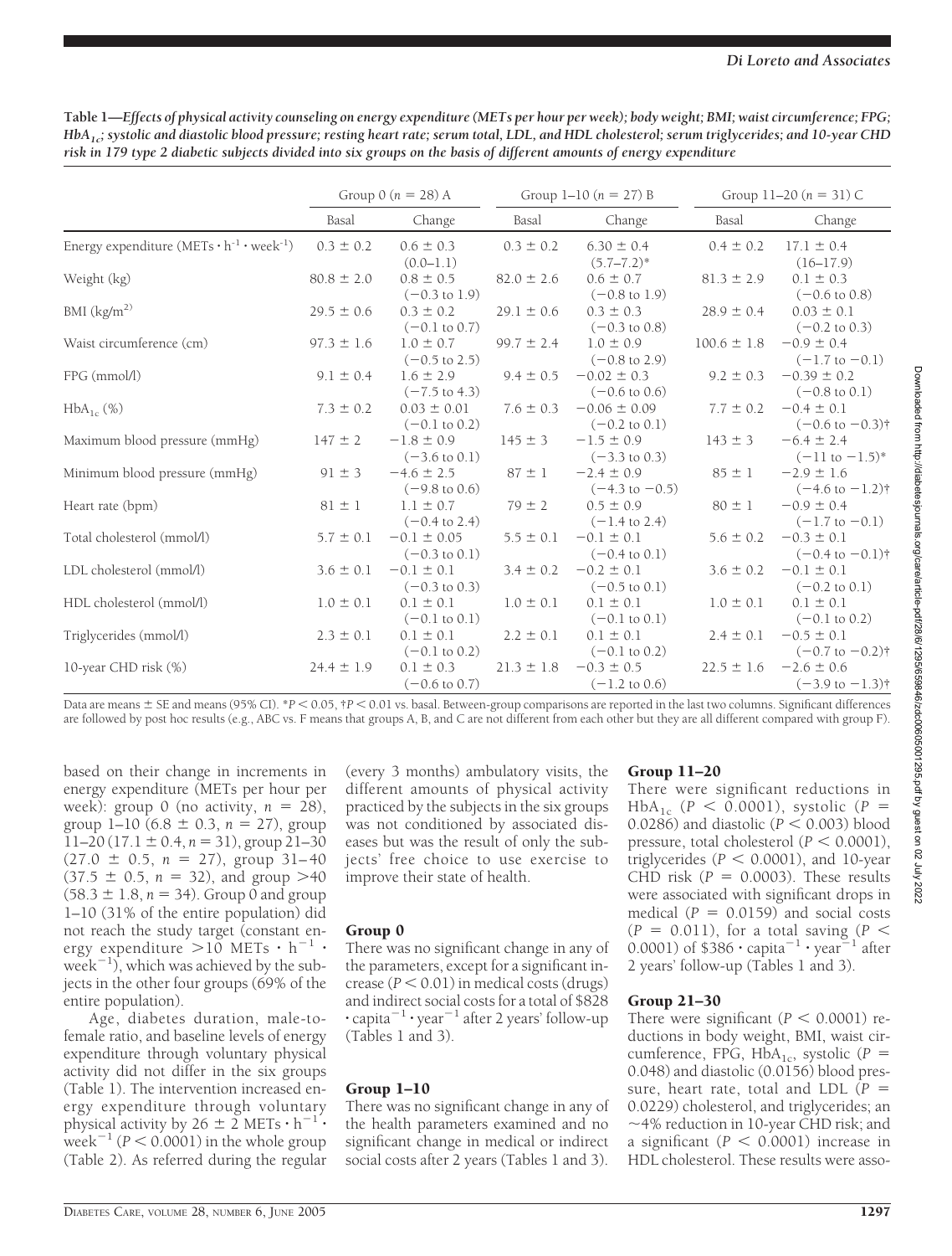**Table 1—Effects of physical activity counseling on energy expenditure (METs per hour per week); body weight; BMI; waist circumference; FPG; $HbA_{1c}$; systolic and diastolic blood pressure; resting heart rate; serum total, LDL, and HDL cholesterol; serum triglycerides; and 10-year CHD risk in 179 type 2 diabetic subjects divided into six groups on the basis of different amounts of energy expenditure**

| | Group 0 ($n$ = 28) A | | Group 1–10 ($n$ = 27) B | | Group 11–20 ($n$ = 31) C | |
|---|---|---|---|---|---|---|
| | Basal | Change | Basal | Change | Basal | Change |
| Energy expenditure ($METs \cdot h^{-1} \cdot week^{-1}$) | 0.3 ± 0.2 | 0.6 ± 0.3 (0.0–1.1) | 0.3 ± 0.2 | 6.30 ± 0.4 (5.7–7.2)* | 0.4 ± 0.2 | 17.1 ± 0.4 (16–17.9) |
| Weight (kg) | 80.8 ± 2.0 | 0.8 ± 0.5 (−0.3 to 1.9) | 82.0 ± 2.6 | 0.6 ± 0.7 (−0.8 to 1.9) | 81.3 ± 2.9 | 0.1 ± 0.3 (−0.6 to 0.8) |
| BMI ($kg/m^2$) | 29.5 ± 0.6 | 0.3 ± 0.2 (−0.1 to 0.7) | 29.1 ± 0.6 | 0.3 ± 0.3 (−0.3 to 0.8) | 28.9 ± 0.4 | 0.03 ± 0.1 (−0.2 to 0.3) |
| Waist circumference (cm) | 97.3 ± 1.6 | 1.0 ± 0.7 (−0.5 to 2.5) | 99.7 ± 2.4 | 1.0 ± 0.9 (−0.8 to 2.9) | 100.6 ± 1.8 | −0.9 ± 0.4 (−1.7 to −0.1) |
| FPG (mmol/l) | 9.1 ± 0.4 | 1.6 ± 2.9 (−7.5 to 4.3) | 9.4 ± 0.5 | −0.02 ± 0.3 (−0.6 to 0.6) | 9.2 ± 0.3 | −0.39 ± 0.2 (−0.8 to 0.1) |
| $HbA_{1c}$ (%) | 7.3 ± 0.2 | 0.03 ± 0.01 (−0.1 to 0.2) | 7.6 ± 0.3 | −0.06 ± 0.09 (−0.2 to 0.1) | 7.7 ± 0.2 | −0.4 ± 0.1 (−0.6 to −0.3)† |
| Maximum blood pressure (mmHg) | 147 ± 2 | −1.8 ± 0.9 (−3.6 to 0.1) | 145 ± 3 | −1.5 ± 0.9 (−3.3 to 0.3) | 143 ± 3 | −6.4 ± 2.4 (−11 to −1.5)* |
| Minimum blood pressure (mmHg) | 91 ± 3 | −4.6 ± 2.5 (−9.8 to 0.6) | 87 ± 1 | −2.4 ± 0.9 (−4.3 to −0.5) | 85 ± 1 | −2.9 ± 1.6 (−4.6 to −1.2)† |
| Heart rate (bpm) | 81 ± 1 | 1.1 ± 0.7 (−0.4 to 2.4) | 79 ± 2 | 0.5 ± 0.9 (−1.4 to 2.4) | 80 ± 1 | −0.9 ± 0.4 (−1.7 to −0.1) |
| Total cholesterol (mmol/l) | 5.7 ± 0.1 | −0.1 ± 0.05 (−0.3 to 0.1) | 5.5 ± 0.1 | −0.1 ± 0.1 (−0.4 to 0.1) | 5.6 ± 0.2 | −0.3 ± 0.1 (−0.4 to −0.1)† |
| LDL cholesterol (mmol/l) | 3.6 ± 0.1 | −0.1 ± 0.1 (−0.3 to 0.3) | 3.4 ± 0.2 | −0.2 ± 0.1 (−0.5 to 0.1) | 3.6 ± 0.2 | −0.1 ± 0.1 (−0.2 to 0.1) |
| HDL cholesterol (mmol/l) | 1.0 ± 0.1 | 0.1 ± 0.1 (−0.1 to 0.1) | 1.0 ± 0.1 | 0.1 ± 0.1 (−0.1 to 0.1) | 1.0 ± 0.1 | 0.1 ± 0.1 (−0.1 to 0.2) |
| Triglycerides (mmol/l) | 2.3 ± 0.1 | 0.1 ± 0.1 (−0.1 to 0.2) | 2.2 ± 0.1 | 0.1 ± 0.1 (−0.1 to 0.2) | 2.4 ± 0.1 | −0.5 ± 0.1 (−0.7 to −0.2)† |
| 10-year CHD risk (%) | 24.4 ± 1.9 | 0.1 ± 0.3 (−0.6 to 0.7) | 21.3 ± 1.8 | −0.3 ± 0.5 (−1.2 to 0.6) | 22.5 ± 1.6 | −2.6 ± 0.6 (−3.9 to −1.3)† |

Data are means ± SE and means (95% CI). *$P < 0.05$, †$P < 0.01$ vs. basal. Between-group comparisons are reported in the last two columns. Significant differences are followed by post hoc results (e.g., ABC vs. F means that groups A, B, and C are not different from each other but they are all different compared with group F).

based on their change in increments in energy expenditure (METs per hour per week): group 0 (no activity, $n$ = 28), group 1–10 (6.8 ± 0.3, $n$ = 27), group 11–20 (17.1 ± 0.4, $n$ = 31), group 21–30 (27.0 ± 0.5, $n$ = 27), group 31–40 (37.5 ± 0.5, $n$ = 32), and group >40 (58.3 ± 1.8, $n$ = 34). Group 0 and group 1–10 (31% of the entire population) did not reach the study target (constant energy expenditure >10 $METs \cdot h^{-1} \cdot week^{-1}$), which was achieved by the subjects in the other four groups (69% of the entire population).

Age, diabetes duration, male-to-female ratio, and baseline levels of energy expenditure through voluntary physical activity did not differ in the six groups (Table 1). The intervention increased energy expenditure through voluntary physical activity by 26 ± 2 $METs \cdot h^{-1} \cdot week^{-1}$ ($P < 0.0001$) in the whole group (Table 2). As referred during the regular (every 3 months) ambulatory visits, the different amounts of physical activity practiced by the subjects in the six groups was not conditioned by associated diseases but was the result of only the subjects' free choice to use exercise to improve their state of health.

### Group 0

There was no significant change in any of the parameters, except for a significant increase ($P < 0.01$) in medical costs (drugs) and indirect social costs for a total of $828 $\cdot capita^{-1} \cdot year^{-1}$ after 2 years' follow-up (Tables 1 and 3).

### Group 1–10

There was no significant change in any of the health parameters examined and no significant change in medical or indirect social costs after 2 years (Tables 1 and 3).

### Group 11–20

There were significant reductions in $HbA_{1c}$ ($P < 0.0001$), systolic ($P$ = 0.0286) and diastolic ($P < 0.003$) blood pressure, total cholesterol ($P < 0.0001$), triglycerides ($P < 0.0001$), and 10-year CHD risk ($P$ = 0.0003). These results were associated with significant drops in medical ($P$ = 0.0159) and social costs ($P$ = 0.011), for a total saving ($P < 0.0001$) of $386 $\cdot capita^{-1} \cdot year^{-1}$ after 2 years' follow-up (Tables 1 and 3).

### Group 21–30

There were significant ($P < 0.0001$) reductions in body weight, BMI, waist circumference, FPG, $HbA_{1c}$, systolic ($P$ = 0.048) and diastolic (0.0156) blood pressure, heart rate, total and LDL ($P$ = 0.0229) cholesterol, and triglycerides; an ~4% reduction in 10-year CHD risk; and a significant ($P < 0.0001$) increase in HDL cholesterol. These results were asso-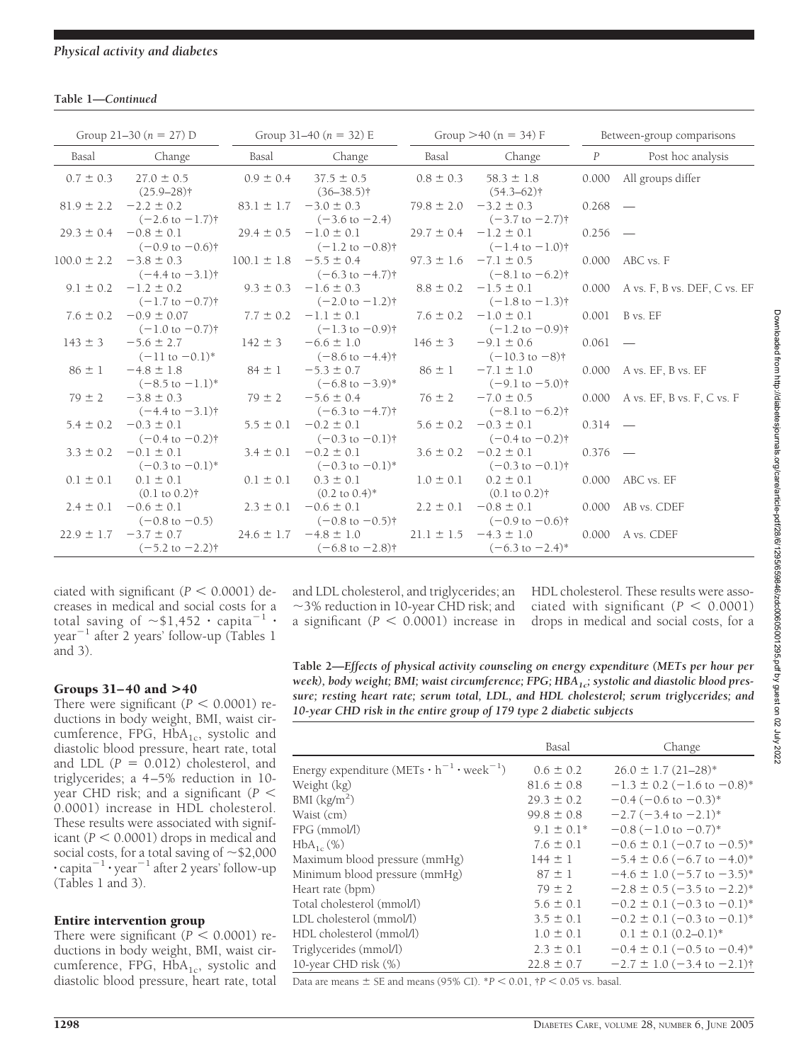**Table 1—Continued**

| Group 21–30 (*n* = 27) D | | Group 31–40 (*n* = 32) E | | Group >40 (n = 34) F | | Between-group comparisons | |
|---|---|---|---|---|---|---|---|
| Basal | Change | Basal | Change | Basal | Change | *P* | Post hoc analysis |
| 0.7 ± 0.3 | 27.0 ± 0.5 (25.9–28)† | 0.9 ± 0.4 | 37.5 ± 0.5 (36–38.5)† | 0.8 ± 0.3 | 58.3 ± 1.8 (54.3–62)† | 0.000 | All groups differ |
| 81.9 ± 2.2 | −2.2 ± 0.2 (−2.6 to −1.7)† | 83.1 ± 1.7 | −3.0 ± 0.3 (−3.6 to −2.4) | 79.8 ± 2.0 | −3.2 ± 0.3 (−3.7 to −2.7)† | 0.268 | — |
| 29.3 ± 0.4 | −0.8 ± 0.1 (−0.9 to −0.6)† | 29.4 ± 0.5 | −1.0 ± 0.1 (−1.2 to −0.8)† | 29.7 ± 0.4 | −1.2 ± 0.1 (−1.4 to −1.0)† | 0.256 | — |
| 100.0 ± 2.2 | −3.8 ± 0.3 (−4.4 to −3.1)† | 100.1 ± 1.8 | −5.5 ± 0.4 (−6.3 to −4.7)† | 97.3 ± 1.6 | −7.1 ± 0.5 (−8.1 to −6.2)† | 0.000 | ABC vs. F |
| 9.1 ± 0.2 | −1.2 ± 0.2 (−1.7 to −0.7)† | 9.3 ± 0.3 | −1.6 ± 0.3 (−2.0 to −1.2)† | 8.8 ± 0.2 | −1.5 ± 0.1 (−1.8 to −1.3)† | 0.000 | A vs. F, B vs. DEF, C vs. EF |
| 7.6 ± 0.2 | −0.9 ± 0.07 (−1.0 to −0.7)† | 7.7 ± 0.2 | −1.1 ± 0.1 (−1.3 to −0.9)† | 7.6 ± 0.2 | −1.0 ± 0.1 (−1.2 to −0.9)† | 0.001 | B vs. EF |
| 143 ± 3 | −5.6 ± 2.7 (−11 to −0.1)* | 142 ± 3 | −6.6 ± 1.0 (−8.6 to −4.4)† | 146 ± 3 | −9.1 ± 0.6 (−10.3 to −8)† | 0.061 | — |
| 86 ± 1 | −4.8 ± 1.8 (−8.5 to −1.1)* | 84 ± 1 | −5.3 ± 0.7 (−6.8 to −3.9)* | 86 ± 1 | −7.1 ± 1.0 (−9.1 to −5.0)† | 0.000 | A vs. EF, B vs. EF |
| 79 ± 2 | −3.8 ± 0.3 (−4.4 to −3.1)† | 79 ± 2 | −5.6 ± 0.4 (−6.3 to −4.7)† | 76 ± 2 | −7.0 ± 0.5 (−8.1 to −6.2)† | 0.000 | A vs. EF, B vs. F, C vs. F |
| 5.4 ± 0.2 | −0.3 ± 0.1 (−0.4 to −0.2)† | 5.5 ± 0.1 | −0.2 ± 0.1 (−0.3 to −0.1)† | 5.6 ± 0.2 | −0.3 ± 0.1 (−0.4 to −0.2)† | 0.314 | — |
| 3.3 ± 0.2 | −0.1 ± 0.1 (−0.3 to −0.1)* | 3.4 ± 0.1 | −0.2 ± 0.1 (−0.3 to −0.1)* | 3.6 ± 0.2 | −0.2 ± 0.1 (−0.3 to −0.1)† | 0.376 | — |
| 0.1 ± 0.1 | 0.1 ± 0.1 (0.1 to 0.2)† | 0.1 ± 0.1 | 0.3 ± 0.1 (0.2 to 0.4)* | 1.0 ± 0.1 | 0.2 ± 0.1 (0.1 to 0.2)† | 0.000 | ABC vs. EF |
| 2.4 ± 0.1 | −0.6 ± 0.1 (−0.8 to −0.5) | 2.3 ± 0.1 | −0.6 ± 0.1 (−0.8 to −0.5)† | 2.2 ± 0.1 | −0.8 ± 0.1 (−0.9 to −0.6)† | 0.000 | AB vs. CDEF |
| 22.9 ± 1.7 | −3.7 ± 0.7 (−5.2 to −2.2)† | 24.6 ± 1.7 | −4.8 ± 1.0 (−6.8 to −2.8)† | 21.1 ± 1.5 | −4.3 ± 1.0 (−6.3 to −2.4)* | 0.000 | A vs. CDEF |

ciated with significant ($P < 0.0001$) decreases in medical and social costs for a total saving of ~\$1,452 · capita$^{-1}$ · year$^{-1}$ after 2 years' follow-up (Tables 1 and 3).

### Groups 31–40 and >40

There were significant ($P < 0.0001$) reductions in body weight, BMI, waist circumference, FPG, $HbA_{1c}$, systolic and diastolic blood pressure, heart rate, total and LDL ($P = 0.012$) cholesterol, and triglycerides; a 4–5% reduction in 10-year CHD risk; and a significant ($P < 0.0001$) increase in HDL cholesterol. These results were associated with significant ($P < 0.0001$) drops in medical and social costs, for a total saving of ~\$2,000 · capita$^{-1}$ · year$^{-1}$ after 2 years' follow-up (Tables 1 and 3).

### Entire intervention group

There were significant ($P < 0.0001$) reductions in body weight, BMI, waist circumference, FPG, $HbA_{1c}$, systolic and diastolic blood pressure, heart rate, total and LDL cholesterol, and triglycerides; an ~3% reduction in 10-year CHD risk; and a significant ($P < 0.0001$) increase in HDL cholesterol. These results were associated with significant ($P < 0.0001$) drops in medical and social costs, for a

**Table 2—*Effects of physical activity counseling on energy expenditure (METs per hour per week), body weight; BMI; waist circumference; FPG; $HBA_{1c}$; systolic and diastolic blood pressure; resting heart rate; serum total, LDL, and HDL cholesterol; serum triglycerides; and 10-year CHD risk in the entire group of 179 type 2 diabetic subjects***

| | Basal | Change |
|---|---|---|
| Energy expenditure (METs · $h^{-1}$ · $week^{-1}$) | 0.6 ± 0.2 | 26.0 ± 1.7 (21–28)* |
| Weight (kg) | 81.6 ± 0.8 | −1.3 ± 0.2 (−1.6 to −0.8)* |
| BMI ($kg/m^2$) | 29.3 ± 0.2 | −0.4 (−0.6 to −0.3)* |
| Waist (cm) | 99.8 ± 0.8 | −2.7 (−3.4 to −2.1)* |
| FPG (mmol/l) | 9.1 ± 0.1* | −0.8 (−1.0 to −0.7)* |
| $HbA_{1c}$ (%) | 7.6 ± 0.1 | −0.6 ± 0.1 (−0.7 to −0.5)* |
| Maximum blood pressure (mmHg) | 144 ± 1 | −5.4 ± 0.6 (−6.7 to −4.0)* |
| Minimum blood pressure (mmHg) | 87 ± 1 | −4.6 ± 1.0 (−5.7 to −3.5)* |
| Heart rate (bpm) | 79 ± 2 | −2.8 ± 0.5 (−3.5 to −2.2)* |
| Total cholesterol (mmol/l) | 5.6 ± 0.1 | −0.2 ± 0.1 (−0.3 to −0.1)* |
| LDL cholesterol (mmol/l) | 3.5 ± 0.1 | −0.2 ± 0.1 (−0.3 to −0.1)* |
| HDL cholesterol (mmol/l) | 1.0 ± 0.1 | 0.1 ± 0.1 (0.2–0.1)* |
| Triglycerides (mmol/l) | 2.3 ± 0.1 | −0.4 ± 0.1 (−0.5 to −0.4)* |
| 10-year CHD risk (%) | 22.8 ± 0.7 | −2.7 ± 1.0 (−3.4 to −2.1)† |

Data are means ± SE and means (95% CI). *$P < 0.01$, †$P < 0.05$ vs. basal.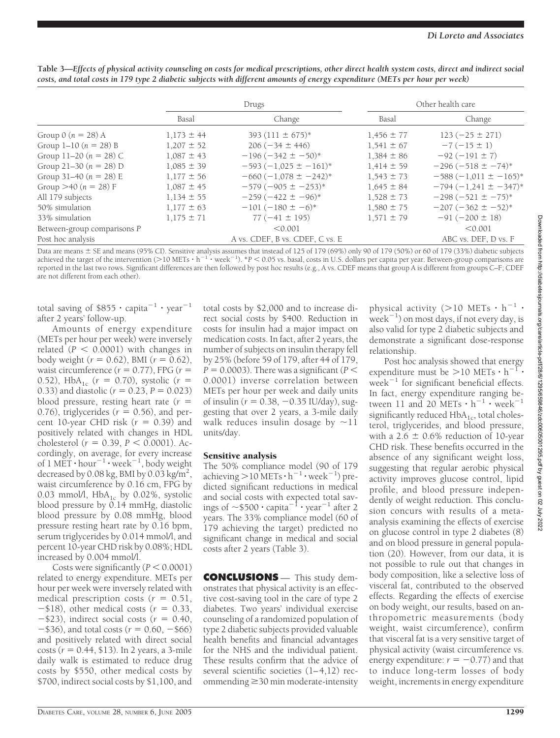**Table 3—*Effects of physical activity counseling on costs for medical prescriptions, other direct health system costs, direct and indirect social costs, and total costs in 179 type 2 diabetic subjects with different amounts of energy expenditure (METs per hour per week)***

| | Drugs | | Other health care | |
|---|---|---|---|---|
| | Basal | Change | Basal | Change |
| Group 0 ($n = 28$) A | 1,173 ± 44 | 393 (111 ± 675)* | 1,456 ± 77 | 123 (−25 ± 271) |
| Group 1–10 ($n = 28$) B | 1,207 ± 52 | 206 (−34 ± 446) | 1,541 ± 67 | −7 (−15 ± 1) |
| Group 11–20 ($n = 28$) C | 1,087 ± 43 | −196 (−342 ± −50)* | 1,384 ± 86 | −92 (−191 ± 7) |
| Group 21–30 ($n = 28$) D | 1,085 ± 39 | −593 (−1,025 ± −161)* | 1,414 ± 59 | −296 (−518 ± −74)* |
| Group 31–40 ($n = 28$) E | 1,177 ± 56 | −660 (−1,078 ± −242)* | 1,543 ± 73 | −588 (−1,011 ± −165)* |
| Group >40 ($n = 28$) F | 1,087 ± 45 | −579 (−905 ± −253)* | 1,645 ± 84 | −794 (−1,241 ± −347)* |
| All 179 subjects | 1,134 ± 55 | −259 (−422 ± −96)* | 1,528 ± 73 | −298 (−521 ± −75)* |
| 50% simulation | 1,177 ± 63 | −101 (−180 ± −6)* | 1,580 ± 75 | −207 (−362 ± −52)* |
| 33% simulation | 1,175 ± 71 | 77 (−41 ± 195) | 1,571 ± 79 | −91 (−200 ± 18) |
| Between-group comparisons *P* | | <0.001 | | <0.001 |
| Post hoc analysis | | A vs. CDEF, B vs. CDEF, C vs. E | | ABC vs. DEF, D vs. F |

Data are means ± SE and means (95% CI). Sensitive analysis assumes that instead of 125 of 179 (69%) only 90 of 179 (50%) or 60 of 179 (33%) diabetic subjects achieved the target of the intervention (>10 METs $\cdot$ h$^{-1}$ $\cdot$ week$^{-1}$). *$P < 0.05$ vs. basal, costs in U.S. dollars per capita per year. Between-group comparisons are reported in the last two rows. Significant differences are then followed by post hoc results (e.g., A vs. CDEF means that group A is different from groups C–F; CDEF are not different from each other).

total saving of \$855 $\cdot$ capita$^{-1}$ $\cdot$ year$^{-1}$ after 2 years' follow-up.

Amounts of energy expenditure (METs per hour per week) were inversely related ($P < 0.0001$) with changes in body weight ($r = 0.62$), BMI ($r = 0.62$), waist circumference ($r = 0.77$), FPG ($r = 0.52$), $HbA_{1c}$ ($r = 0.70$), systolic ($r = 0.33$) and diastolic ($r = 0.23$, $P = 0.023$) blood pressure, resting heart rate ($r = 0.76$), triglycerides ($r = 0.56$), and percent 10-year CHD risk ($r = 0.39$) and positively related with changes in HDL cholesterol ($r = 0.39$, $P < 0.0001$). Accordingly, on average, for every increase of 1 MET $\cdot$ hour$^{-1}$ $\cdot$ week$^{-1}$, body weight decreased by 0.08 kg, BMI by 0.03 kg/m$^2$, waist circumference by 0.16 cm, FPG by 0.03 mmol/l, $HbA_{1c}$ by 0.02%, systolic blood pressure by 0.14 mmHg, diastolic blood pressure by 0.08 mmHg, blood pressure resting heart rate by 0.16 bpm, serum triglycerides by 0.014 mmol/l, and percent 10-year CHD risk by 0.08%; HDL increased by 0.004 mmol/l.

Costs were significantly ($P < 0.0001$) related to energy expenditure. METs per hour per week were inversely related with medical prescription costs ($r = 0.51$, −\$18), other medical costs ($r = 0.33$, −\$23), indirect social costs ($r = 0.40$, −\$36), and total costs ($r = 0.60$, −\$66) and positively related with direct social costs ($r = 0.44$, \$13). In 2 years, a 3-mile daily walk is estimated to reduce drug costs by \$550, other medical costs by \$700, indirect social costs by \$1,100, and total costs by \$2,000 and to increase direct social costs by \$400. Reduction in costs for insulin had a major impact on medication costs. In fact, after 2 years, the number of subjects on insulin therapy fell by 25% (before 59 of 179, after 44 of 179, $P = 0.0003$). There was a significant ($P < 0.0001$) inverse correlation between METs per hour per week and daily units of insulin ($r = 0.38$, −0.35 IU/day), suggesting that over 2 years, a 3-mile daily walk reduces insulin dosage by ~11 units/day.

### Sensitive analysis

The 50% compliance model (90 of 179 achieving >10 METs $\cdot$ h$^{-1}$ $\cdot$ week$^{-1}$) predicted significant reductions in medical and social costs with expected total savings of ~\$500 $\cdot$ capita$^{-1}$ $\cdot$ year$^{-1}$ after 2 years. The 33% compliance model (60 of 179 achieving the target) predicted no significant change in medical and social costs after 2 years (Table 3).

## CONCLUSIONS

This study demonstrates that physical activity is an effective cost-saving tool in the care of type 2 diabetes. Two years' individual exercise counseling of a randomized population of type 2 diabetic subjects provided valuable health benefits and financial advantages for the NHS and the individual patient. These results confirm that the advice of several scientific societies (1–4,12) recommending ≥30 min moderate-intensity physical activity (>10 METs $\cdot$ h$^{-1}$ $\cdot$ week$^{-1}$) on most days, if not every day, is also valid for type 2 diabetic subjects and demonstrate a significant dose-response relationship.

Post hoc analysis showed that energy expenditure must be >10 METs $\cdot$ h$^{-1}$ $\cdot$ week$^{-1}$ for significant beneficial effects. In fact, energy expenditure ranging between 11 and 20 METs $\cdot$ h$^{-1}$ $\cdot$ week$^{-1}$ significantly reduced $HbA_{1c}$, total cholesterol, triglycerides, and blood pressure, with a 2.6 ± 0.6% reduction of 10-year CHD risk. These benefits occurred in the absence of any significant weight loss, suggesting that regular aerobic physical activity improves glucose control, lipid profile, and blood pressure independently of weight reduction. This conclusion concurs with results of a meta-analysis examining the effects of exercise on glucose control in type 2 diabetes (8) and on blood pressure in general population (20). However, from our data, it is not possible to rule out that changes in body composition, like a selective loss of visceral fat, contributed to the observed effects. Regarding the effects of exercise on body weight, our results, based on anthropometric measurements (body weight, waist circumference), confirm that visceral fat is a very sensitive target of physical activity (waist circumference vs. energy expenditure: $r = -0.77$) and that to induce long-term losses of body weight, increments in energy expenditure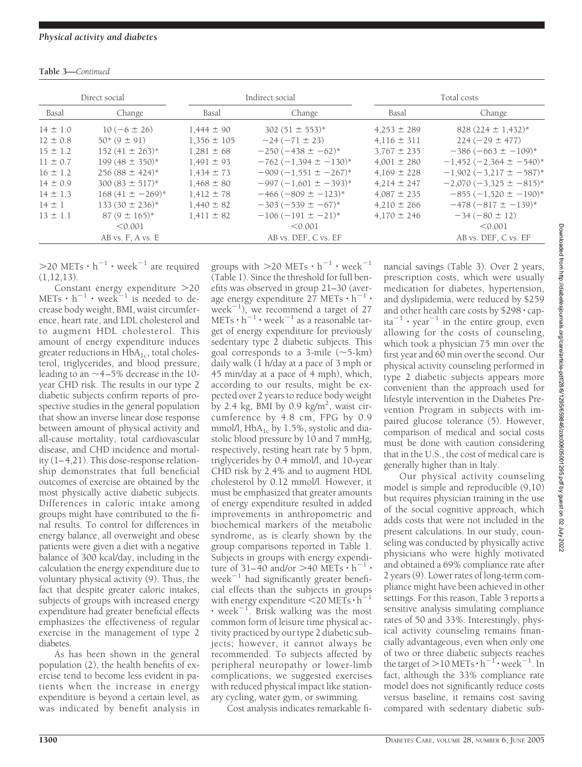**Table 3—Continued**

| Direct social | | Indirect social | | Total costs | |
|---|---|---|---|---|---|
| Basal | Change | Basal | Change | Basal | Change |
| 14 ± 1.0 | 10 (−6 ± 26) | 1,444 ± 90 | 302 (51 ± 553)* | 4,253 ± 289 | 828 (224 ± 1,432)* |
| 12 ± 0.8 | 50* (9 ± 91) | 1,356 ± 105 | −24 (−71 ± 23) | 4,116 ± 311 | 224 (−29 ± 477) |
| 15 ± 1.2 | 152 (41 ± 263)* | 1,281 ± 68 | −250 (−438 ± −62)* | 3,767 ± 235 | −386 (−663 ± −109)* |
| 11 ± 0.7 | 199 (48 ± 350)* | 1,491 ± 93 | −762 (−1,394 ± −130)* | 4,001 ± 280 | −1,452 (−2,364 ± −540)* |
| 16 ± 1.2 | 256 (88 ± 424)* | 1,434 ± 73 | −909 (−1,551 ± −267)* | 4,169 ± 228 | −1,902 (−3,217 ± −587)* |
| 14 ± 0.9 | 300 (83 ± 517)* | 1,468 ± 80 | −997 (−1,601 ± −393)* | 4,214 ± 247 | −2,070 (−3,325 ± −815)* |
| 14 ± 1.3 | 168 (41 ± −269)* | 1,412 ± 78 | −466 (−809 ± −123)* | 4,087 ± 235 | −855 (−1,520 ± −190)* |
| 14 ± 1 | 133 (30 ± 236)* | 1,440 ± 82 | −303 (−539 ± −67)* | 4,210 ± 266 | −478 (−817 ± −139)* |
| 13 ± 1.1 | 87 (9 ± 165)* | 1,411 ± 82 | −106 (−191 ± −21)* | 4,170 ± 246 | −34 (−80 ± 12) |
| | <0.001 | | <0.001 | | <0.001 |
| | AB vs. F, A vs. E | | AB vs. DEF, C vs. EF | | AB vs. DEF, C vs. EF |

>20 METs · h$^{-1}$ · week$^{-1}$ are required (1,12,13).

Constant energy expenditure >20 METs · h$^{-1}$ · week$^{-1}$ is needed to decrease body weight, BMI, waist circumference, heart rate, and LDL cholesterol and to augment HDL cholesterol. This amount of energy expenditure induces greater reductions in $HbA_{1c}$, total cholesterol, triglycerides, and blood pressure, leading to an ~4–5% decrease in the 10-year CHD risk. The results in our type 2 diabetic subjects confirm reports of prospective studies in the general population that show an inverse linear dose response between amount of physical activity and all-cause mortality, total cardiovascular disease, and CHD incidence and mortality (1–4,21). This dose-response relationship demonstrates that full beneficial outcomes of exercise are obtained by the most physically active diabetic subjects. Differences in caloric intake among groups might have contributed to the final results. To control for differences in energy balance, all overweight and obese patients were given a diet with a negative balance of 300 kcal/day, including in the calculation the energy expenditure due to voluntary physical activity (9). Thus, the fact that despite greater caloric intakes, subjects of groups with increased energy expenditure had greater beneficial effects emphasizes the effectiveness of regular exercise in the management of type 2 diabetes.

As has been shown in the general population (2), the health benefits of exercise tend to become less evident in patients when the increase in energy expenditure is beyond a certain level, as was indicated by benefit analysis in groups with >20 METs · h$^{-1}$ · week$^{-1}$ (Table 1). Since the threshold for full benefits was observed in group 21–30 (average energy expenditure 27 METs · h$^{-1}$ · week$^{-1}$), we recommend a target of 27 METs · h$^{-1}$ · week$^{-1}$ as a reasonable target of energy expenditure for previously sedentary type 2 diabetic subjects. This goal corresponds to a 3-mile (~5-km) daily walk (1 h/day at a pace of 3 mph or 45 min/day at a pace of 4 mph), which, according to our results, might be expected over 2 years to reduce body weight by 2.4 kg, BMI by 0.9 kg/m$^2$, waist circumference by 4.8 cm, FPG by 0.9 mmol/l, $HbA_{1c}$ by 1.5%, systolic and diastolic blood pressure by 10 and 7 mmHg, respectively, resting heart rate by 5 bpm, triglycerides by 0.4 mmol/l, and 10-year CHD risk by 2.4% and to augment HDL cholesterol by 0.12 mmol/l. However, it must be emphasized that greater amounts of energy expenditure resulted in added improvements in anthropometric and biochemical markers of the metabolic syndrome, as is clearly shown by the group comparisons reported in Table 1. Subjects in groups with energy expenditure of 31–40 and/or >40 METs · h$^{-1}$ · week$^{-1}$ had significantly greater beneficial effects than the subjects in groups with energy expenditure <20 METs · h$^{-1}$ · week$^{-1}$. Brisk walking was the most common form of leisure time physical activity practiced by our type 2 diabetic subjects; however, it cannot always be recommended. To subjects affected by peripheral neuropathy or lower-limb complications, we suggested exercises with reduced physical impact like stationary cycling, water gym, or swimming.

Cost analysis indicates remarkable financial savings (Table 3). Over 2 years, prescription costs, which were usually medication for diabetes, hypertension, and dyslipidemia, were reduced by $259 and other health care costs by $298 · capita$^{-1}$ · year$^{-1}$ in the entire group, even allowing for the costs of counseling, which took a physician 75 min over the first year and 60 min over the second. Our physical activity counseling performed in type 2 diabetic subjects appears more convenient than the approach used for lifestyle intervention in the Diabetes Prevention Program in subjects with impaired glucose tolerance (5). However, comparison of medical and social costs must be done with caution considering that in the U.S., the cost of medical care is generally higher than in Italy.

Our physical activity counseling model is simple and reproducible (9,10) but requires physician training in the use of the social cognitive approach, which adds costs that were not included in the present calculations. In our study, counseling was conducted by physically active physicians who were highly motivated and obtained a 69% compliance rate after 2 years (9). Lower rates of long-term compliance might have been achieved in other settings. For this reason, Table 3 reports a sensitive analysis simulating compliance rates of 50 and 33%. Interestingly, physical activity counseling remains financially advantageous, even when only one of two or three diabetic subjects reaches the target of >10 METs · h$^{-1}$ · week$^{-1}$. In fact, although the 33% compliance rate model does not significantly reduce costs versus baseline, it remains cost saving compared with sedentary diabetic sub-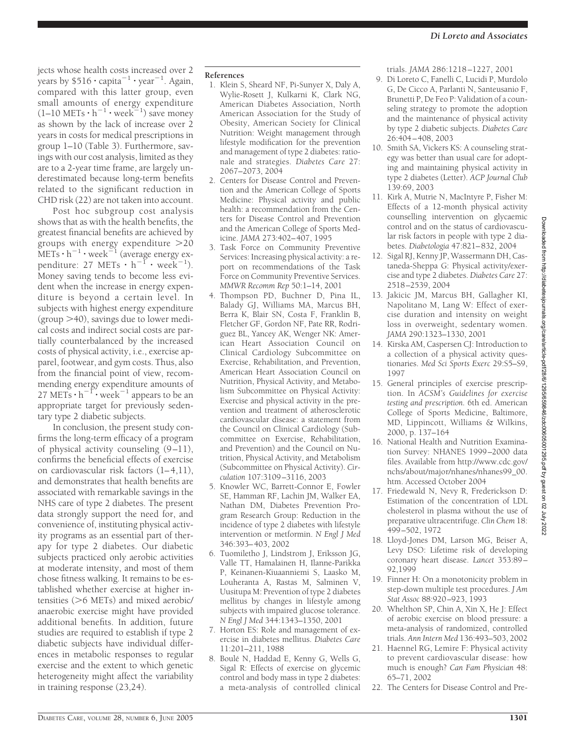jects whose health costs increased over 2 years by $\$516 \cdot capita^{-1} \cdot year^{-1}$. Again, compared with this latter group, even small amounts of energy expenditure ($1–10\ METs \cdot h^{-1} \cdot week^{-1}$) save money as shown by the lack of increase over 2 years in costs for medical prescriptions in group 1–10 (Table 3). Furthermore, savings with our cost analysis, limited as they are to a 2-year time frame, are largely underestimated because long-term benefits related to the significant reduction in CHD risk (22) are not taken into account.

Post hoc subgroup cost analysis shows that as with the health benefits, the greatest financial benefits are achieved by groups with energy expenditure $>20\ METs \cdot h^{-1} \cdot week^{-1}$ (average energy expenditure: $27\ METs \cdot h^{-1} \cdot week^{-1}$). Money saving tends to become less evident when the increase in energy expenditure is beyond a certain level. In subjects with highest energy expenditure (group >40), savings due to lower medical costs and indirect social costs are partially counterbalanced by the increased costs of physical activity, i.e., exercise apparel, footwear, and gym costs. Thus, also from the financial point of view, recommending energy expenditure amounts of $27\ METs \cdot h^{-1} \cdot week^{-1}$ appears to be an appropriate target for previously sedentary type 2 diabetic subjects.

In conclusion, the present study confirms the long-term efficacy of a program of physical activity counseling (9–11), confirms the beneficial effects of exercise on cardiovascular risk factors (1–4,11), and demonstrates that health benefits are associated with remarkable savings in the NHS care of type 2 diabetes. The present data strongly support the need for, and convenience of, instituting physical activity programs as an essential part of therapy for type 2 diabetes. Our diabetic subjects practiced only aerobic activities at moderate intensity, and most of them chose fitness walking. It remains to be established whether exercise at higher intensities (>6 METs) and mixed aerobic/anaerobic exercise might have provided additional benefits. In addition, future studies are required to establish if type 2 diabetic subjects have individual differences in metabolic responses to regular exercise and the extent to which genetic heterogeneity might affect the variability in training response (23,24).

## References

1. Klein S, Sheard NF, Pi-Sunyer X, Daly A, Wylie-Rosett J, Kulkarni K, Clark NG, American Diabetes Association, North American Association for the Study of Obesity, American Society for Clinical Nutrition: Weight management through lifestyle modification for the prevention and management of type 2 diabetes: rationale and strategies. *Diabetes Care* 27: 2067–2073, 2004
2. Centers for Disease Control and Prevention and the American College of Sports Medicine: Physical activity and public health: a recommendation from the Centers for Disease Control and Prevention and the American College of Sports Medicine. *JAMA* 273:402–407, 1995
3. Task Force on Community Preventive Services: Increasing physical activity: a report on recommendations of the Task Force on Community Preventive Services. *MMWR Recomm Rep* 50:1–14, 2001
4. Thompson PD, Buchner D, Pina IL, Balady GJ, Williams MA, Marcus BH, Berra K, Blair SN, Costa F, Franklin B, Fletcher GF, Gordon NF, Pate RR, Rodriguez BL, Yancey AK, Wenger NK: American Heart Association Council on Clinical Cardiology Subcommittee on Exercise, Rehabilitation, and Prevention, American Heart Association Council on Nutrition, Physical Activity, and Metabolism Subcommittee on Physical Activity: Exercise and physical activity in the prevention and treatment of atherosclerotic cardiovascular disease: a statement from the Council on Clinical Cardiology (Subcommittee on Exercise, Rehabilitation, and Prevention) and the Council on Nutrition, Physical Activity, and Metabolism (Subcommittee on Physical Activity). *Circulation* 107:3109–3116, 2003
5. Knowler WC, Barrett-Connor E, Fowler SE, Hamman RF, Lachin JM, Walker EA, Nathan DM, Diabetes Prevention Program Research Group: Reduction in the incidence of type 2 diabetes with lifestyle intervention or metformin. *N Engl J Med* 346:393–403, 2002
6. Tuomiletho J, Lindstrom J, Eriksson JG, Valle TT, Hamalainen H, Ilanne-Parikka P, Keinanen-Kiuaanniemi S, Laasko M, Louheranta A, Rastas M, Salminen V, Uusitupa M: Prevention of type 2 diabetes mellitus by changes in lifestyle among subjects with impaired glucose tolerance. *N Engl J Med* 344:1343–1350, 2001
7. Horton ES: Role and management of exercise in diabetes mellitus. *Diabetes Care* 11:201–211, 1988
8. Boulé N, Haddad E, Kenny G, Wells G, Sigal R: Effects of exercise on glycemic control and body mass in type 2 diabetes: a meta-analysis of controlled clinical trials. *JAMA* 286:1218–1227, 2001
9. Di Loreto C, Fanelli C, Lucidi P, Murdolo G, De Cicco A, Parlanti N, Santeusanio F, Brunetti P, De Feo P: Validation of a counseling strategy to promote the adoption and the maintenance of physical activity by type 2 diabetic subjects. *Diabetes Care* 26:404–408, 2003
10. Smith SA, Vickers KS: A counseling strategy was better than usual care for adopting and maintaining physical activity in type 2 diabetes (Letter). *ACP Journal Club* 139:69, 2003
11. Kirk A, Mutrie N, MacIntyre P, Fisher M: Effects of a 12-month physical activity counselling intervention on glycaemic control and on the status of cardiovascular risk factors in people with type 2 diabetes. *Diabetologia* 47:821–832, 2004
12. Sigal RJ, Kenny JP, Wassermann DH, Castaneda-Sheppa G: Physical activity/exercise and type 2 diabetes. *Diabetes Care* 27: 2518–2539, 2004
13. Jakicic JM, Marcus BH, Gallagher KI, Napolitano M, Lang W: Effect of exercise duration and intensity on weight loss in overweight, sedentary women. *JAMA* 290:1323–1330, 2001
14. Kirska AM, Caspersen CJ: Introduction to a collection of a physical activity questionaries. *Med Sci Sports Exerc* 29:S5–S9, 1997
15. General principles of exercise prescription. In *ACSM's Guidelines for exercise testing and prescription.* 6th ed. American College of Sports Medicine, Baltimore, MD, Lippincott, Williams & Wilkins, 2000, p. 137–164
16. National Health and Nutrition Examination Survey: NHANES 1999–2000 data files. Available from http://www.cdc.gov/nchs/about/major/nhanes/nhanes99_00.htm. Accessed October 2004
17. Friedewald N, Nevy R, Frederickson D: Estimation of the concentration of LDL cholesterol in plasma without the use of preparative ultracentrifuge. *Clin Chem* 18: 499–502, 1972
18. Lloyd-Jones DM, Larson MG, Beiser A, Levy DSO: Lifetime risk of developing coronary heart disease. *Lancet* 353:89–92,1999
19. Finner H: On a monotonicity problem in step-down multiple test procedures. *J Am Stat Assoc* 88:920–923, 1993
20. Whelthon SP, Chin A, Xin X, He J: Effect of aerobic exercise on blood pressure: a meta-analysis of randomized, controlled trials. *Ann Intern Med* 136:493–503, 2002
21. Haennel RG, Lemire F: Physical activity to prevent cardiovascular disease: how much is enough? *Can Fam Physician* 48: 65–71, 2002
22. The Centers for Disease Control and Pre-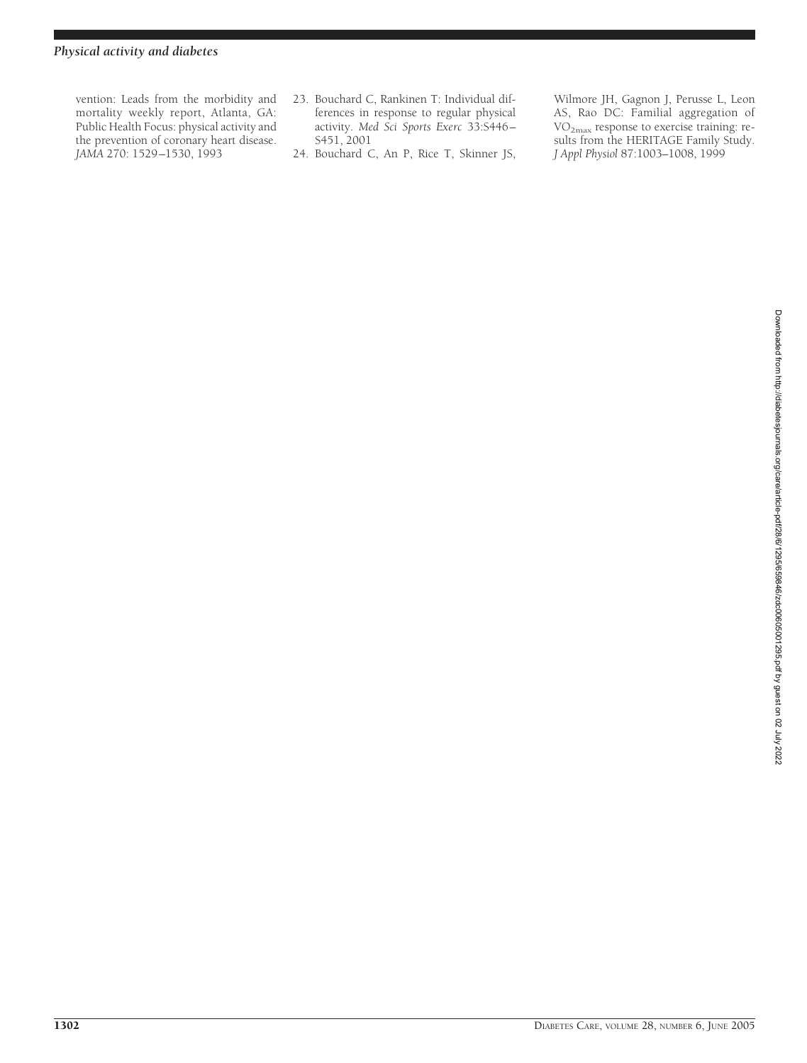vention: Leads from the morbidity and mortality weekly report, Atlanta, GA: Public Health Focus: physical activity and the prevention of coronary heart disease. *JAMA* 270: 1529–1530, 1993

23. Bouchard C, Rankinen T: Individual differences in response to regular physical activity. *Med Sci Sports Exerc* 33:S446–S451, 2001
24. Bouchard C, An P, Rice T, Skinner JS, Wilmore JH, Gagnon J, Perusse L, Leon AS, Rao DC: Familial aggregation of $VO_{2max}$ response to exercise training: results from the HERITAGE Family Study. *J Appl Physiol* 87:1003–1008, 1999